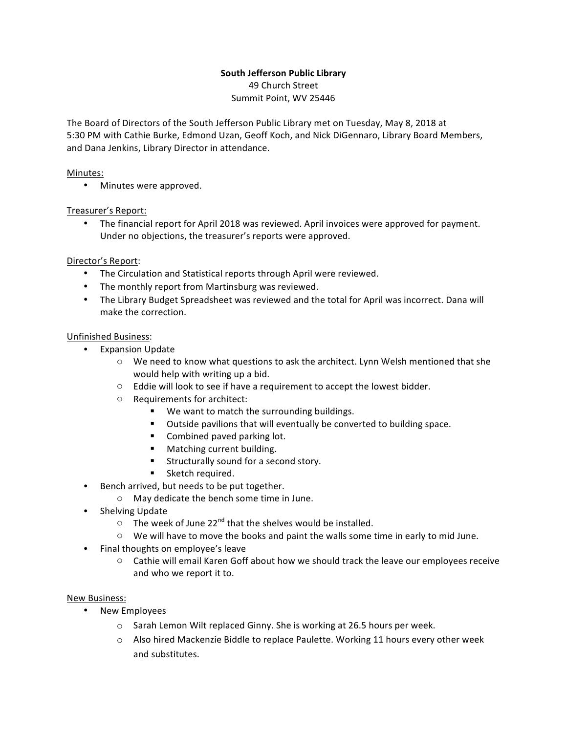**South Jefferson Public Library**

49 Church Street

Summit Point, WV 25446

The Board of Directors of the South Jefferson Public Library met on Tuesday, May 8, 2018 at 5:30 PM with Cathie Burke, Edmond Uzan, Geoff Koch, and Nick DiGennaro, Library Board Members, and Dana Jenkins, Library Director in attendance.

Minutes:

- Minutes were approved.

Treasurer's Report:

- The financial report for April 2018 was reviewed. April invoices were approved for payment. Under no objections, the treasurer's reports were approved.

Director's Report:

- The Circulation and Statistical reports through April were reviewed.
- The monthly report from Martinsburg was reviewed.
- The Library Budget Spreadsheet was reviewed and the total for April was incorrect. Dana will make the correction.

Unfinished Business:

- Expansion Update
    - We need to know what questions to ask the architect. Lynn Welsh mentioned that she would help with writing up a bid.
    - Eddie will look to see if have a requirement to accept the lowest bidder.
    - Requirements for architect:
        - We want to match the surrounding buildings.
        - Outside pavilions that will eventually be converted to building space.
        - Combined paved parking lot.
        - Matching current building.
        - Structurally sound for a second story.
        - Sketch required.
- Bench arrived, but needs to be put together.
    - May dedicate the bench some time in June.
- Shelving Update
    - The week of June 22nd that the shelves would be installed.
    - We will have to move the books and paint the walls some time in early to mid June.
- Final thoughts on employee's leave
    - Cathie will email Karen Goff about how we should track the leave our employees receive and who we report it to.

New Business:

- New Employees
    - Sarah Lemon Wilt replaced Ginny. She is working at 26.5 hours per week.
    - Also hired Mackenzie Biddle to replace Paulette. Working 11 hours every other week and substitutes.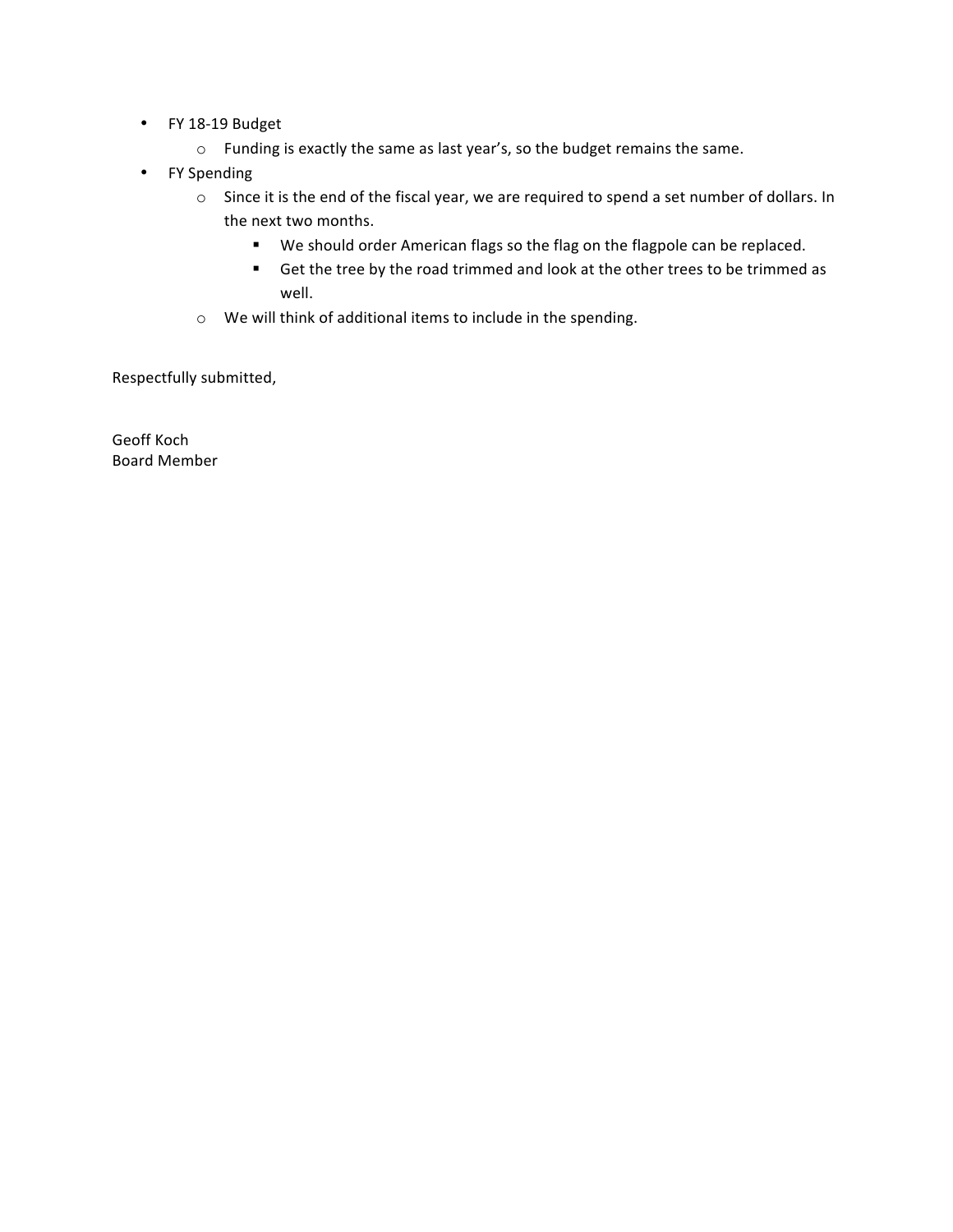- FY 18-19 Budget
  - Funding is exactly the same as last year's, so the budget remains the same.
- FY Spending
  - Since it is the end of the fiscal year, we are required to spend a set number of dollars. In the next two months.
    - We should order American flags so the flag on the flagpole can be replaced.
    - Get the tree by the road trimmed and look at the other trees to be trimmed as well.
  - We will think of additional items to include in the spending.

Respectfully submitted,

Geoff Koch
Board Member